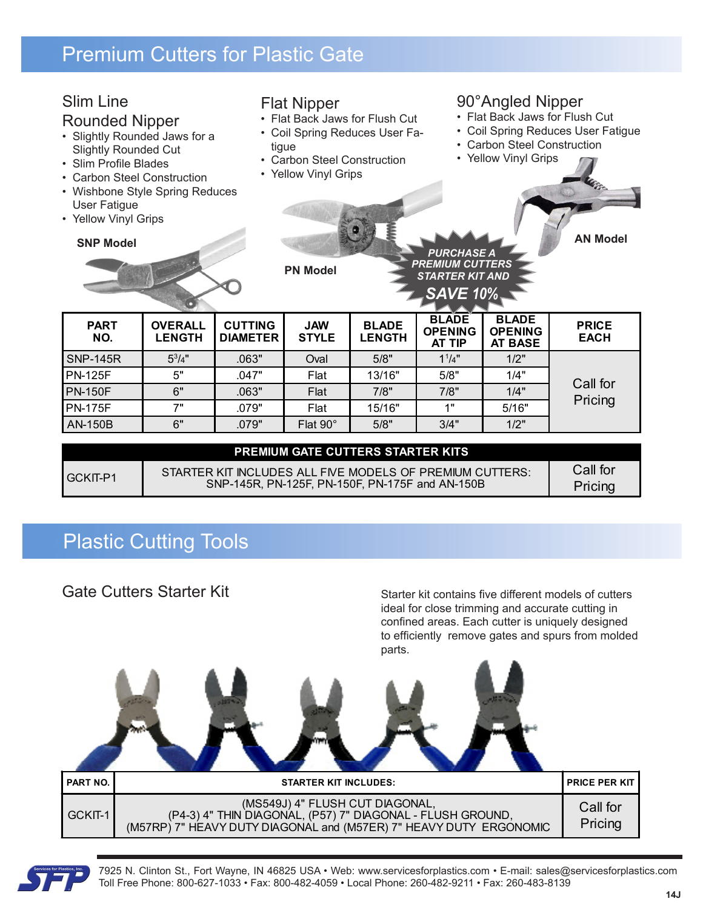# Premium Cutters for Plastic Gate

### Slim Line Rounded Nipper

- Slightly Rounded Jaws for a Slightly Rounded Cut
- Slim Profile Blades
- Carbon Steel Construction
- Wishbone Style Spring Reduces User Fatigue
- Yellow Vinyl Grips

**SNP Model**

### Flat Nipper

- Flat Back Jaws for Flush Cut
- Coil Spring Reduces User Fatigue
- Carbon Steel Construction
- Yellow Vinyl Grips

**PN Model**

### 90°Angled Nipper

- Flat Back Jaws for Flush Cut
- Coil Spring Reduces User Fatigue
- Carbon Steel Construction
- Yellow Vinyl Grips

**AN Model**

***PURCHASE A PREMIUM CUTTERS STARTER KIT AND SAVE 10%***

| PART NO. | OVERALL LENGTH | CUTTING DIAMETER | JAW STYLE | BLADE LENGTH | BLADE OPENING AT TIP | BLADE OPENING AT BASE | PRICE EACH |
|---|---|---|---|---|---|---|---|
| SNP-145R | 5 3/4" | .063" | Oval | 5/8" | 1 1/4" | 1/2" | Call for Pricing |
| PN-125F | 5" | .047" | Flat | 13/16" | 5/8" | 1/4" | |
| PN-150F | 6" | .063" | Flat | 7/8" | 7/8" | 1/4" | |
| PN-175F | 7" | .079" | Flat | 15/16" | 1" | 5/16" | |
| AN-150B | 6" | .079" | Flat 90° | 5/8" | 3/4" | 1/2" | |

| PREMIUM GATE CUTTERS STARTER KITS | | |
|---|---|---|
| GCKIT-P1 | STARTER KIT INCLUDES ALL FIVE MODELS OF PREMIUM CUTTERS: SNP-145R, PN-125F, PN-150F, PN-175F and AN-150B | Call for Pricing |

# Plastic Cutting Tools

### Gate Cutters Starter Kit

Starter kit contains five different models of cutters ideal for close trimming and accurate cutting in confined areas. Each cutter is uniquely designed to efficiently remove gates and spurs from molded parts.

| PART NO. | STARTER KIT INCLUDES: | PRICE PER KIT |
|---|---|---|
| GCKIT-1 | (MS549J) 4" FLUSH CUT DIAGONAL, (P4-3) 4" THIN DIAGONAL, (P57) 7" DIAGONAL - FLUSH GROUND, (M57RP) 7" HEAVY DUTY DIAGONAL and (M57ER) 7" HEAVY DUTY ERGONOMIC | Call for Pricing |

7925 N. Clinton St., Fort Wayne, IN 46825 USA • Web: www.servicesforplastics.com • E-mail: sales@servicesforplastics.com
Toll Free Phone: 800-627-1033 • Fax: 800-482-4059 • Local Phone: 260-482-9211 • Fax: 260-483-8139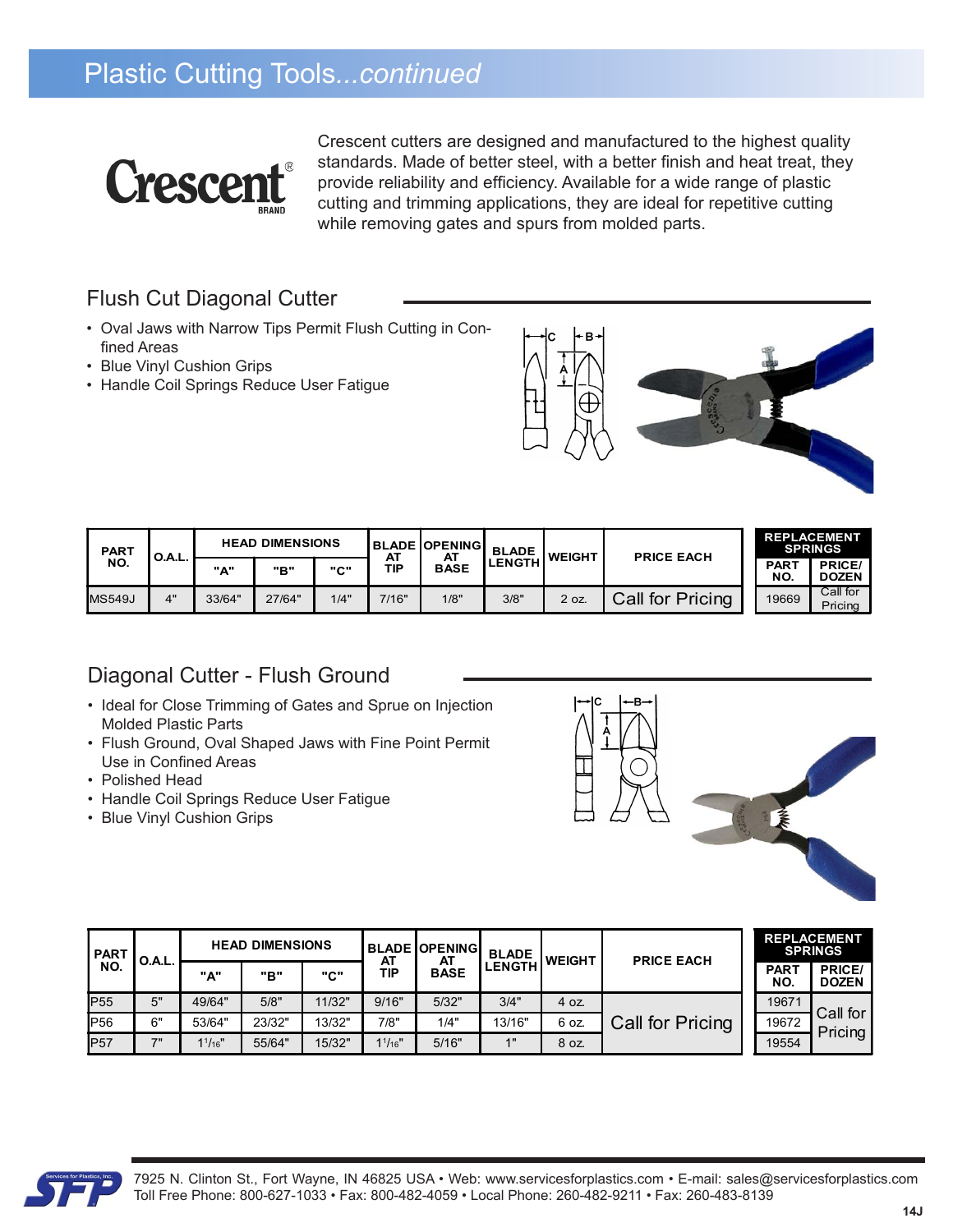# Plastic Cutting Tools...*continued*

Crescent cutters are designed and manufactured to the highest quality standards. Made of better steel, with a better finish and heat treat, they provide reliability and efficiency. Available for a wide range of plastic cutting and trimming applications, they are ideal for repetitive cutting while removing gates and spurs from molded parts.

## Flush Cut Diagonal Cutter

- Oval Jaws with Narrow Tips Permit Flush Cutting in Confined Areas
- Blue Vinyl Cushion Grips
- Handle Coil Springs Reduce User Fatigue

| PART NO. | O.A.L. | HEAD DIMENSIONS | | | BLADE AT TIP | OPENING AT BASE | BLADE LENGTH | WEIGHT | PRICE EACH | REPLACEMENT SPRINGS | |
|---|---|---|---|---|---|---|---|---|---|---|---|
| | | "A" | "B" | "C" | | | | | | PART NO. | PRICE/ DOZEN |
| MS549J | 4" | 33/64" | 27/64" | 1/4" | 7/16" | 1/8" | 3/8" | 2 oz. | Call for Pricing | 19669 | Call for Pricing |

## Diagonal Cutter - Flush Ground

- Ideal for Close Trimming of Gates and Sprue on Injection Molded Plastic Parts
- Flush Ground, Oval Shaped Jaws with Fine Point Permit Use in Confined Areas
- Polished Head
- Handle Coil Springs Reduce User Fatigue
- Blue Vinyl Cushion Grips

| PART NO. | O.A.L. | HEAD DIMENSIONS | | | BLADE AT TIP | OPENING AT BASE | BLADE LENGTH | WEIGHT | PRICE EACH | REPLACEMENT SPRINGS | |
|---|---|---|---|---|---|---|---|---|---|---|---|
| | | "A" | "B" | "C" | | | | | | PART NO. | PRICE/ DOZEN |
| P55 | 5" | 49/64" | 5/8" | 11/32" | 9/16" | 5/32" | 3/4" | 4 oz. | Call for Pricing | 19671 | Call for Pricing |
| P56 | 6" | 53/64" | 23/32" | 13/32" | 7/8" | 1/4" | 13/16" | 6 oz. | | 19672 | |
| P57 | 7" | 1 1/16" | 55/64" | 15/32" | 1 1/16" | 5/16" | 1" | 8 oz. | | 19554 | |

7925 N. Clinton St., Fort Wayne, IN 46825 USA • Web: www.servicesforplastics.com • E-mail: sales@servicesforplastics.com
Toll Free Phone: 800-627-1033 • Fax: 800-482-4059 • Local Phone: 260-482-9211 • Fax: 260-483-8139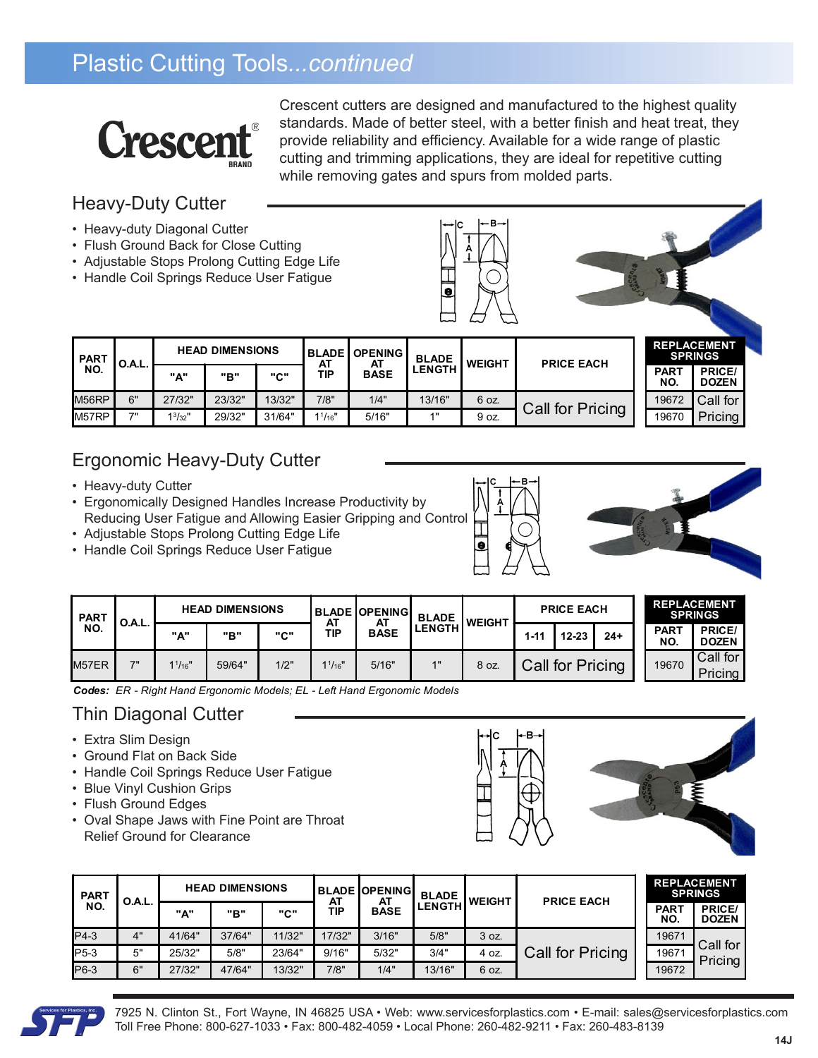# Plastic Cutting Tools...*continued*

Crescent® BRAND

Crescent cutters are designed and manufactured to the highest quality standards. Made of better steel, with a better finish and heat treat, they provide reliability and efficiency. Available for a wide range of plastic cutting and trimming applications, they are ideal for repetitive cutting while removing gates and spurs from molded parts.

## Heavy-Duty Cutter

- Heavy-duty Diagonal Cutter
- Flush Ground Back for Close Cutting
- Adjustable Stops Prolong Cutting Edge Life
- Handle Coil Springs Reduce User Fatigue

| PART NO. | O.A.L. | HEAD DIMENSIONS | | | BLADE AT TIP | OPENING AT BASE | BLADE LENGTH | WEIGHT | PRICE EACH |
|---|---|---|---|---|---|---|---|---|---|
| | | "A" | "B" | "C" | | | | | |
| M56RP | 6" | 27/32" | 23/32" | 13/32" | 7/8" | 1/4" | 13/16" | 6 oz. | Call for Pricing |
| M57RP | 7" | 1 3/32" | 29/32" | 31/64" | 1 1/16" | 5/16" | 1" | 9 oz. | |

| REPLACEMENT SPRINGS | |
|---|---|
| PART NO. | PRICE/ DOZEN |
| 19672 | Call for Pricing |
| 19670 | |

## Ergonomic Heavy-Duty Cutter

- Heavy-duty Cutter
- Ergonomically Designed Handles Increase Productivity by Reducing User Fatigue and Allowing Easier Gripping and Control
- Adjustable Stops Prolong Cutting Edge Life
- Handle Coil Springs Reduce User Fatigue

| PART NO. | O.A.L. | HEAD DIMENSIONS | | | BLADE AT TIP | OPENING AT BASE | BLADE LENGTH | WEIGHT | PRICE EACH | | |
|---|---|---|---|---|---|---|---|---|---|---|---|
| | | "A" | "B" | "C" | | | | | 1-11 | 12-23 | 24+ |
| M57ER | 7" | 1 1/16" | 59/64" | 1/2" | 1 1/16" | 5/16" | 1" | 8 oz. | Call for Pricing | | |

| REPLACEMENT SPRINGS | |
|---|---|
| PART NO. | PRICE/ DOZEN |
| 19670 | Call for Pricing |

***Codes:** ER - Right Hand Ergonomic Models; EL - Left Hand Ergonomic Models*

## Thin Diagonal Cutter

- Extra Slim Design
- Ground Flat on Back Side
- Handle Coil Springs Reduce User Fatigue
- Blue Vinyl Cushion Grips
- Flush Ground Edges
- Oval Shape Jaws with Fine Point are Throat Relief Ground for Clearance

| PART NO. | O.A.L. | HEAD DIMENSIONS | | | BLADE AT TIP | OPENING AT BASE | BLADE LENGTH | WEIGHT | PRICE EACH |
|---|---|---|---|---|---|---|---|---|---|
| | | "A" | "B" | "C" | | | | | |
| P4-3 | 4" | 41/64" | 37/64" | 11/32" | 17/32" | 3/16" | 5/8" | 3 oz. | Call for Pricing |
| P5-3 | 5" | 25/32" | 5/8" | 23/64" | 9/16" | 5/32" | 3/4" | 4 oz. | |
| P6-3 | 6" | 27/32" | 47/64" | 13/32" | 7/8" | 1/4" | 13/16" | 6 oz. | |

| REPLACEMENT SPRINGS | |
|---|---|
| PART NO. | PRICE/ DOZEN |
| 19671 | Call for Pricing |
| 19671 | |
| 19672 | |

7925 N. Clinton St., Fort Wayne, IN 46825 USA • Web: www.servicesforplastics.com • E-mail: sales@servicesforplastics.com
Toll Free Phone: 800-627-1033 • Fax: 800-482-4059 • Local Phone: 260-482-9211 • Fax: 260-483-8139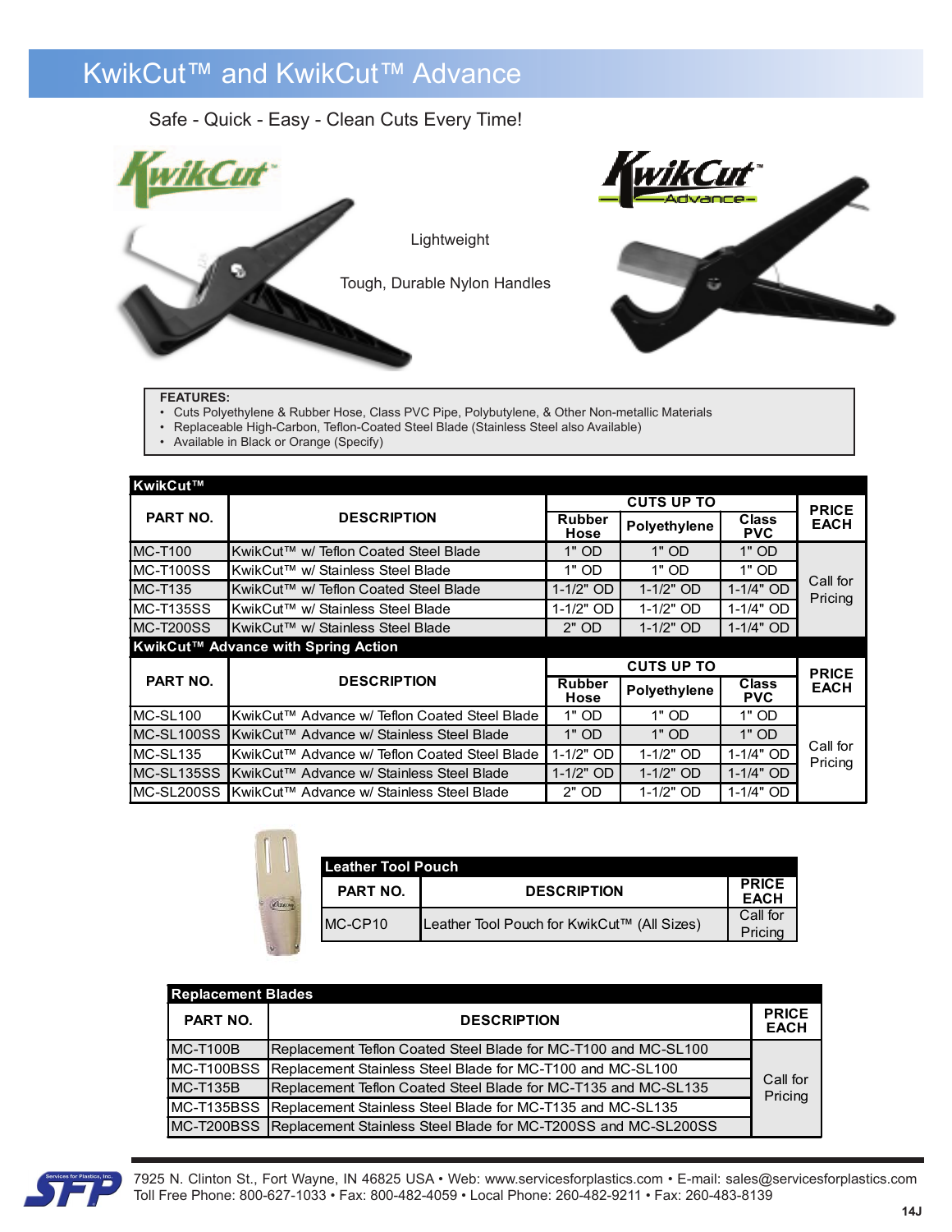# KwikCut™ and KwikCut™ Advance

Safe - Quick - Easy - Clean Cuts Every Time!

Lightweight

Tough, Durable Nylon Handles

**FEATURES:**

- Cuts Polyethylene & Rubber Hose, Class PVC Pipe, Polybutylene, & Other Non-metallic Materials
- Replaceable High-Carbon, Teflon-Coated Steel Blade (Stainless Steel also Available)
- Available in Black or Orange (Specify)

**KwikCut™**

| PART NO. | DESCRIPTION | CUTS UP TO | | | PRICE EACH |
|---|---|---|---|---|---|
| | | Rubber Hose | Polyethylene | Class PVC | |
| MC-T100 | KwikCut™ w/ Teflon Coated Steel Blade | 1" OD | 1" OD | 1" OD | Call for Pricing |
| MC-T100SS | KwikCut™ w/ Stainless Steel Blade | 1" OD | 1" OD | 1" OD | |
| MC-T135 | KwikCut™ w/ Teflon Coated Steel Blade | 1-1/2" OD | 1-1/2" OD | 1-1/4" OD | |
| MC-T135SS | KwikCut™ w/ Stainless Steel Blade | 1-1/2" OD | 1-1/2" OD | 1-1/4" OD | |
| MC-T200SS | KwikCut™ w/ Stainless Steel Blade | 2" OD | 1-1/2" OD | 1-1/4" OD | |

**KwikCut™ Advance with Spring Action**

| PART NO. | DESCRIPTION | CUTS UP TO | | | PRICE EACH |
|---|---|---|---|---|---|
| | | Rubber Hose | Polyethylene | Class PVC | |
| MC-SL100 | KwikCut™ Advance w/ Teflon Coated Steel Blade | 1" OD | 1" OD | 1" OD | Call for Pricing |
| MC-SL100SS | KwikCut™ Advance w/ Stainless Steel Blade | 1" OD | 1" OD | 1" OD | |
| MC-SL135 | KwikCut™ Advance w/ Teflon Coated Steel Blade | 1-1/2" OD | 1-1/2" OD | 1-1/4" OD | |
| MC-SL135SS | KwikCut™ Advance w/ Stainless Steel Blade | 1-1/2" OD | 1-1/2" OD | 1-1/4" OD | |
| MC-SL200SS | KwikCut™ Advance w/ Stainless Steel Blade | 2" OD | 1-1/2" OD | 1-1/4" OD | |

**Leather Tool Pouch**

| PART NO. | DESCRIPTION | PRICE EACH |
|---|---|---|
| MC-CP10 | Leather Tool Pouch for KwikCut™ (All Sizes) | Call for Pricing |

**Replacement Blades**

| PART NO. | DESCRIPTION | PRICE EACH |
|---|---|---|
| MC-T100B | Replacement Teflon Coated Steel Blade for MC-T100 and MC-SL100 | Call for Pricing |
| MC-T100BSS | Replacement Stainless Steel Blade for MC-T100 and MC-SL100 | |
| MC-T135B | Replacement Teflon Coated Steel Blade for MC-T135 and MC-SL135 | |
| MC-T135BSS | Replacement Stainless Steel Blade for MC-T135 and MC-SL135 | |
| MC-T200BSS | Replacement Stainless Steel Blade for MC-T200SS and MC-SL200SS | |

7925 N. Clinton St., Fort Wayne, IN 46825 USA • Web: www.servicesforplastics.com • E-mail: sales@servicesforplastics.com
Toll Free Phone: 800-627-1033 • Fax: 800-482-4059 • Local Phone: 260-482-9211 • Fax: 260-483-8139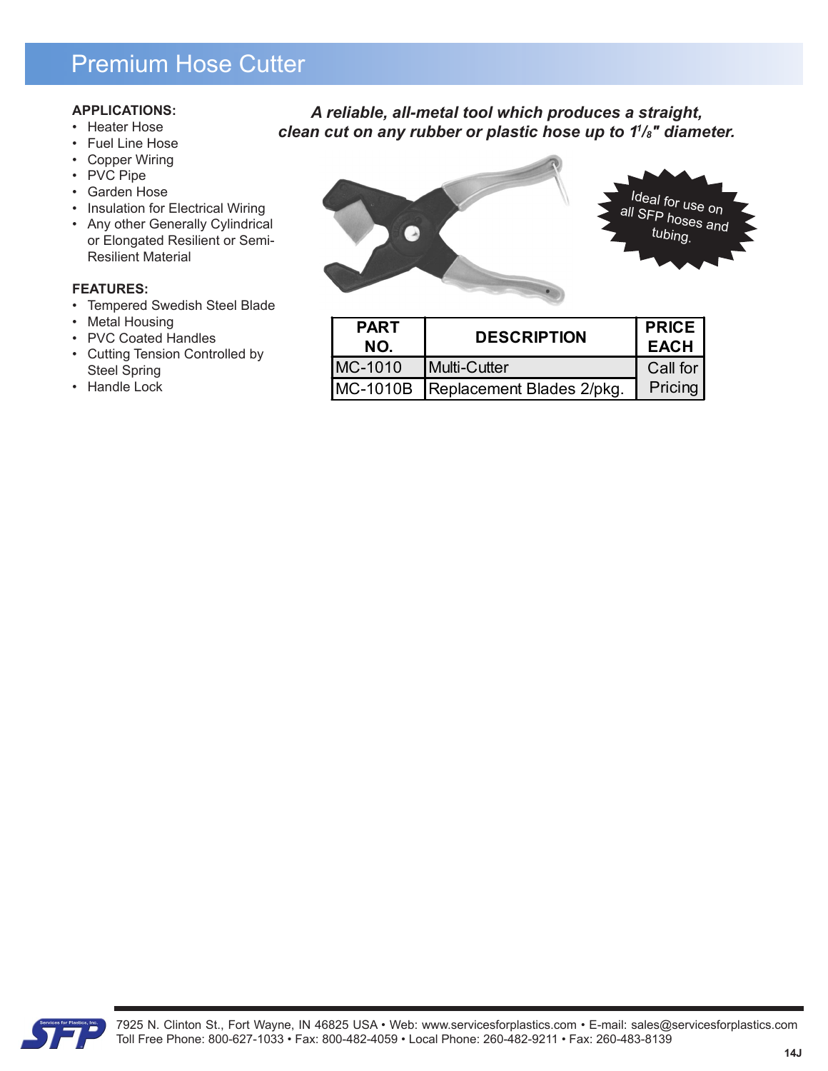# Premium Hose Cutter

**APPLICATIONS:**
- Heater Hose
- Fuel Line Hose
- Copper Wiring
- PVC Pipe
- Garden Hose
- Insulation for Electrical Wiring
- Any other Generally Cylindrical or Elongated Resilient or Semi-Resilient Material

**FEATURES:**
- Tempered Swedish Steel Blade
- Metal Housing
- PVC Coated Handles
- Cutting Tension Controlled by Steel Spring
- Handle Lock

***A reliable, all-metal tool which produces a straight, clean cut on any rubber or plastic hose up to 1$^{1}/_{8}$" diameter.***

Ideal for use on all SFP hoses and tubing.

| PART NO. | DESCRIPTION | PRICE EACH |
|---|---|---|
| MC-1010 | Multi-Cutter | Call for Pricing |
| MC-1010B | Replacement Blades 2/pkg. | |

7925 N. Clinton St., Fort Wayne, IN 46825 USA • Web: www.servicesforplastics.com • E-mail: sales@servicesforplastics.com
Toll Free Phone: 800-627-1033 • Fax: 800-482-4059 • Local Phone: 260-482-9211 • Fax: 260-483-8139